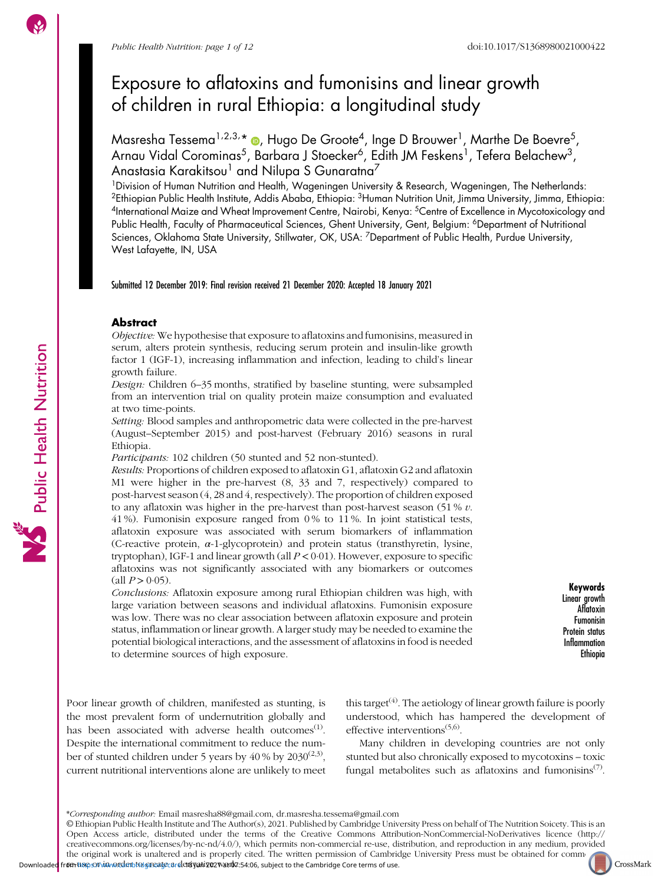# Exposure to aflatoxins and fumonisins and linear growth of children in rural Ethiopia: a longitudinal study

Masresha Tessema[1,2,3,*], Hugo De Groote[4], Inge D Brouwer[1], Marthe De Boevre[5], Arnau Vidal Corominas[5], Barbara J Stoecker[6], Edith JM Feskens[1], Tefera Belachew[3], Anastasia Karakitsou[1] and Nilupa S Gunaratna[7]

[1]Division of Human Nutrition and Health, Wageningen University & Research, Wageningen, The Netherlands: [2]Ethiopian Public Health Institute, Addis Ababa, Ethiopia: [3]Human Nutrition Unit, Jimma University, Jimma, Ethiopia: [4]International Maize and Wheat Improvement Centre, Nairobi, Kenya: [5]Centre of Excellence in Mycotoxicology and Public Health, Faculty of Pharmaceutical Sciences, Ghent University, Gent, Belgium: [6]Department of Nutritional Sciences, Oklahoma State University, Stillwater, OK, USA: [7]Department of Public Health, Purdue University, West Lafayette, IN, USA

Submitted 12 December 2019: Final revision received 21 December 2020: Accepted 18 January 2021

## Abstract

*Objective:* We hypothesise that exposure to aflatoxins and fumonisins, measured in serum, alters protein synthesis, reducing serum protein and insulin-like growth factor 1 (IGF-1), increasing inflammation and infection, leading to child's linear growth failure.

*Design:* Children 6–35 months, stratified by baseline stunting, were subsampled from an intervention trial on quality protein maize consumption and evaluated at two time-points.

*Setting:* Blood samples and anthropometric data were collected in the pre-harvest (August–September 2015) and post-harvest (February 2016) seasons in rural Ethiopia.

*Participants:* 102 children (50 stunted and 52 non-stunted).

*Results:* Proportions of children exposed to aflatoxin G1, aflatoxin G2 and aflatoxin M1 were higher in the pre-harvest (8, 33 and 7, respectively) compared to post-harvest season (4, 28 and 4, respectively). The proportion of children exposed to any aflatoxin was higher in the pre-harvest than post-harvest season (51 % *v.* 41 %). Fumonisin exposure ranged from 0 % to 11 %. In joint statistical tests, aflatoxin exposure was associated with serum biomarkers of inflammation (C-reactive protein, $\alpha$-1-glycoprotein) and protein status (transthyretin, lysine, tryptophan), IGF-1 and linear growth (all $P < 0{\cdot}01$). However, exposure to specific aflatoxins was not significantly associated with any biomarkers or outcomes (all $P > 0{\cdot}05$).

*Conclusions:* Aflatoxin exposure among rural Ethiopian children was high, with large variation between seasons and individual aflatoxins. Fumonisin exposure was low. There was no clear association between aflatoxin exposure and protein status, inflammation or linear growth. A larger study may be needed to examine the potential biological interactions, and the assessment of aflatoxins in food is needed to determine sources of high exposure.

**Keywords**
Linear growth
Aflatoxin
Fumonisin
Protein status
Inflammation
Ethiopia

Poor linear growth of children, manifested as stunting, is the most prevalent form of undernutrition globally and has been associated with adverse health outcomes[1]. Despite the international commitment to reduce the number of stunted children under 5 years by 40 % by 2030[2,3], current nutritional interventions alone are unlikely to meet this target[4]. The aetiology of linear growth failure is poorly understood, which has hampered the development of effective interventions[5,6].

Many children in developing countries are not only stunted but also chronically exposed to mycotoxins – toxic fungal metabolites such as aflatoxins and fumonisins[7].

*Corresponding author: Email masresha88@gmail.com, dr.masresha.tessema@gmail.com

© Ethiopian Public Health Institute and The Author(s), 2021. Published by Cambridge University Press on behalf of The Nutrition Soicety. This is an Open Access article, distributed under the terms of the Creative Commons Attribution-NonCommercial-NoDerivatives licence (http://creativecommons.org/licenses/by-nc-nd/4.0/), which permits non-commercial re-use, distribution, and reproduction in any medium, provided the original work is unaltered and is properly cited. The written permission of Cambridge University Press must be obtained for comm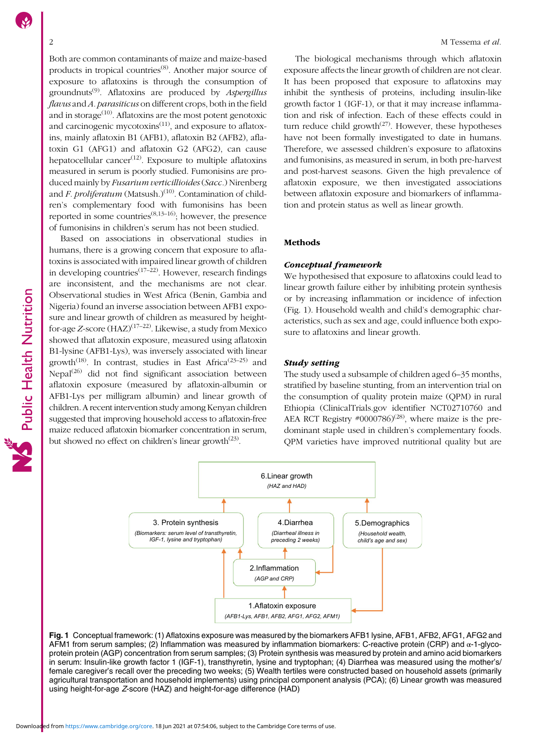Both are common contaminants of maize and maize-based products in tropical countries[8]. Another major source of exposure to aflatoxins is through the consumption of groundnuts[9]. Aflatoxins are produced by *Aspergillus flavus* and *A. parasiticus* on different crops, both in the field and in storage[10]. Aflatoxins are the most potent genotoxic and carcinogenic mycotoxins[11], and exposure to aflatoxins, mainly aflatoxin B1 (AFB1), aflatoxin B2 (AFB2), aflatoxin G1 (AFG1) and aflatoxin G2 (AFG2), can cause hepatocellular cancer[12]. Exposure to multiple aflatoxins measured in serum is poorly studied. Fumonisins are produced mainly by *Fusarium verticillioides* (*Sacc.*) Nirenberg and *F. proliferatum* (Matsush.)[10]. Contamination of children's complementary food with fumonisins has been reported in some countries[8,13–16]; however, the presence of fumonisins in children's serum has not been studied.

Based on associations in observational studies in humans, there is a growing concern that exposure to aflatoxins is associated with impaired linear growth of children in developing countries[17–22]. However, research findings are inconsistent, and the mechanisms are not clear. Observational studies in West Africa (Benin, Gambia and Nigeria) found an inverse association between AFB1 exposure and linear growth of children as measured by height-for-age *Z*-score (HAZ)[17–22]. Likewise, a study from Mexico showed that aflatoxin exposure, measured using aflatoxin B1-lysine (AFB1-Lys), was inversely associated with linear growth[18]. In contrast, studies in East Africa[23–25] and Nepal[26] did not find significant association between aflatoxin exposure (measured by aflatoxin-albumin or AFB1-Lys per milligram albumin) and linear growth of children. A recent intervention study among Kenyan children suggested that improving household access to aflatoxin-free maize reduced aflatoxin biomarker concentration in serum, but showed no effect on children's linear growth[23].

The biological mechanisms through which aflatoxin exposure affects the linear growth of children are not clear. It has been proposed that exposure to aflatoxins may inhibit the synthesis of proteins, including insulin-like growth factor 1 (IGF-1), or that it may increase inflammation and risk of infection. Each of these effects could in turn reduce child growth[27]. However, these hypotheses have not been formally investigated to date in humans. Therefore, we assessed children's exposure to aflatoxins and fumonisins, as measured in serum, in both pre-harvest and post-harvest seasons. Given the high prevalence of aflatoxin exposure, we then investigated associations between aflatoxin exposure and biomarkers of inflammation and protein status as well as linear growth.

## Methods

### *Conceptual framework*

We hypothesised that exposure to aflatoxins could lead to linear growth failure either by inhibiting protein synthesis or by increasing inflammation or incidence of infection (Fig. 1). Household wealth and child's demographic characteristics, such as sex and age, could influence both exposure to aflatoxins and linear growth.

### *Study setting*

The study used a subsample of children aged 6–35 months, stratified by baseline stunting, from an intervention trial on the consumption of quality protein maize (QPM) in rural Ethiopia (ClinicalTrials.gov identifier NCT02710760 and AEA RCT Registry #0000786)[28], where maize is the predominant staple used in children's complementary foods. QPM varieties have improved nutritional quality but are

6.Linear growth
(HAZ and HAD)

3. Protein synthesis
(Biomarkers: serum level of transthyretin, IGF-1, lysine and tryptophan)

4.Diarrhea
(Diarrheal illness in preceding 2 weeks)

5.Demographics
(Household wealth, child's age and sex)

2.Inflammation
(AGP and CRP)

1.Aflatoxin exposure
(AFB1-Lys, AFB1, AFB2, AFG1, AFG2, AFM1)

**Fig. 1** Conceptual framework: (1) Aflatoxins exposure was measured by the biomarkers AFB1 lysine, AFB1, AFB2, AFG1, AFG2 and AFM1 from serum samples; (2) Inflammation was measured by inflammation biomarkers: C-reactive protein (CRP) and α-1-glycoprotein protein (AGP) concentration from serum samples; (3) Protein synthesis was measured by protein and amino acid biomarkers in serum: Insulin-like growth factor 1 (IGF-1), transthyretin, lysine and tryptophan; (4) Diarrhea was measured using the mother's/female caregiver's recall over the preceding two weeks; (5) Wealth tertiles were constructed based on household assets (primarily agricultural transportation and household implements) using principal component analysis (PCA); (6) Linear growth was measured using height-for-age *Z*-score (HAZ) and height-for-age difference (HAD)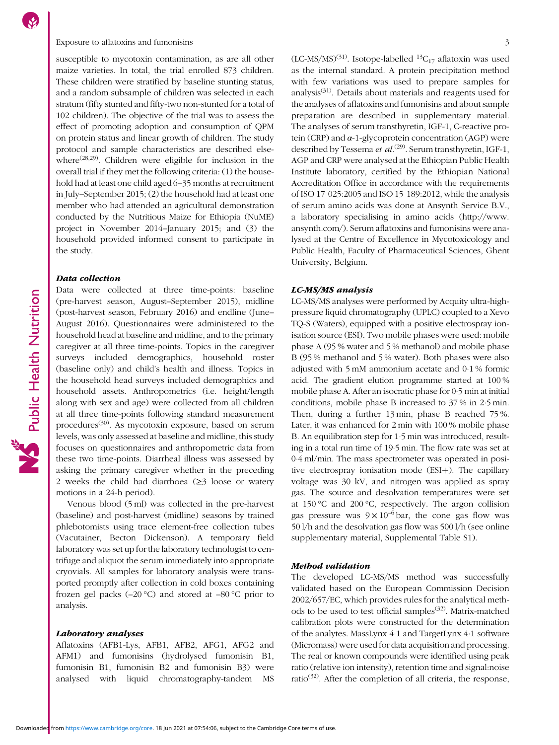susceptible to mycotoxin contamination, as are all other maize varieties. In total, the trial enrolled 873 children. These children were stratified by baseline stunting status, and a random subsample of children was selected in each stratum (fifty stunted and fifty-two non-stunted for a total of 102 children). The objective of the trial was to assess the effect of promoting adoption and consumption of QPM on protein status and linear growth of children. The study protocol and sample characteristics are described elsewhere[28,29]. Children were eligible for inclusion in the overall trial if they met the following criteria: (1) the household had at least one child aged 6–35 months at recruitment in July–September 2015; (2) the household had at least one member who had attended an agricultural demonstration conducted by the Nutritious Maize for Ethiopia (NuME) project in November 2014–January 2015; and (3) the household provided informed consent to participate in the study.

### Data collection

Data were collected at three time-points: baseline (pre-harvest season, August–September 2015), midline (post-harvest season, February 2016) and endline (June–August 2016). Questionnaires were administered to the household head at baseline and midline, and to the primary caregiver at all three time-points. Topics in the caregiver surveys included demographics, household roster (baseline only) and child's health and illness. Topics in the household head surveys included demographics and household assets. Anthropometrics (i.e. height/length along with sex and age) were collected from all children at all three time-points following standard measurement procedures[30]. As mycotoxin exposure, based on serum levels, was only assessed at baseline and midline, this study focuses on questionnaires and anthropometric data from these two time-points. Diarrheal illness was assessed by asking the primary caregiver whether in the preceding 2 weeks the child had diarrhoea (≥3 loose or watery motions in a 24-h period).

Venous blood (5 ml) was collected in the pre-harvest (baseline) and post-harvest (midline) seasons by trained phlebotomists using trace element-free collection tubes (Vacutainer, Becton Dickenson). A temporary field laboratory was set up for the laboratory technologist to centrifuge and aliquot the serum immediately into appropriate cryovials. All samples for laboratory analysis were transported promptly after collection in cold boxes containing frozen gel packs (–20 °C) and stored at –80 °C prior to analysis.

### Laboratory analyses

Aflatoxins (AFB1-Lys, AFB1, AFB2, AFG1, AFG2 and AFM1) and fumonisins (hydrolysed fumonisin B1, fumonisin B1, fumonisin B2 and fumonisin B3) were analysed with liquid chromatography-tandem MS (LC-MS/MS)[31]. Isotope-labelled $^{13}C_{17}$ aflatoxin was used as the internal standard. A protein precipitation method with few variations was used to prepare samples for analysis[31]. Details about materials and reagents used for the analyses of aflatoxins and fumonisins and about sample preparation are described in supplementary material. The analyses of serum transthyretin, IGF-1, C-reactive protein (CRP) and $\alpha$-1-glycoprotein concentration (AGP) were described by Tessema *et al.*[29]. Serum transthyretin, IGF-1, AGP and CRP were analysed at the Ethiopian Public Health Institute laboratory, certified by the Ethiopian National Accreditation Office in accordance with the requirements of ISO 17 025:2005 and ISO 15 189:2012, while the analysis of serum amino acids was done at Ansynth Service B.V., a laboratory specialising in amino acids (http://www.ansynth.com/). Serum aflatoxins and fumonisins were analysed at the Centre of Excellence in Mycotoxicology and Public Health, Faculty of Pharmaceutical Sciences, Ghent University, Belgium.

### LC-MS/MS analysis

LC-MS/MS analyses were performed by Acquity ultra-high-pressure liquid chromatography (UPLC) coupled to a Xevo TQ-S (Waters), equipped with a positive electrospray ionisation source (ESI). Two mobile phases were used: mobile phase A (95 % water and 5 % methanol) and mobile phase B (95 % methanol and 5 % water). Both phases were also adjusted with 5 mM ammonium acetate and 0·1 % formic acid. The gradient elution programme started at 100 % mobile phase A. After an isocratic phase for 0·5 min at initial conditions, mobile phase B increased to 37 % in 2·5 min. Then, during a further 13 min, phase B reached 75 %. Later, it was enhanced for 2 min with 100 % mobile phase B. An equilibration step for 1·5 min was introduced, resulting in a total run time of 19·5 min. The flow rate was set at 0·4 ml/min. The mass spectrometer was operated in positive electrospray ionisation mode (ESI+). The capillary voltage was 30 kV, and nitrogen was applied as spray gas. The source and desolvation temperatures were set at 150 °C and 200 °C, respectively. The argon collision gas pressure was $9 \times 10^{-6}$ bar, the cone gas flow was 50 l/h and the desolvation gas flow was 500 l/h (see online supplementary material, Supplemental Table S1).

### Method validation

The developed LC-MS/MS method was successfully validated based on the European Commission Decision 2002/657/EC, which provides rules for the analytical methods to be used to test official samples[32]. Matrix-matched calibration plots were constructed for the determination of the analytes. MassLynx 4·1 and TargetLynx 4·1 software (Micromass) were used for data acquisition and processing. The real or known compounds were identified using peak ratio (relative ion intensity), retention time and signal:noise ratio[32]. After the completion of all criteria, the response,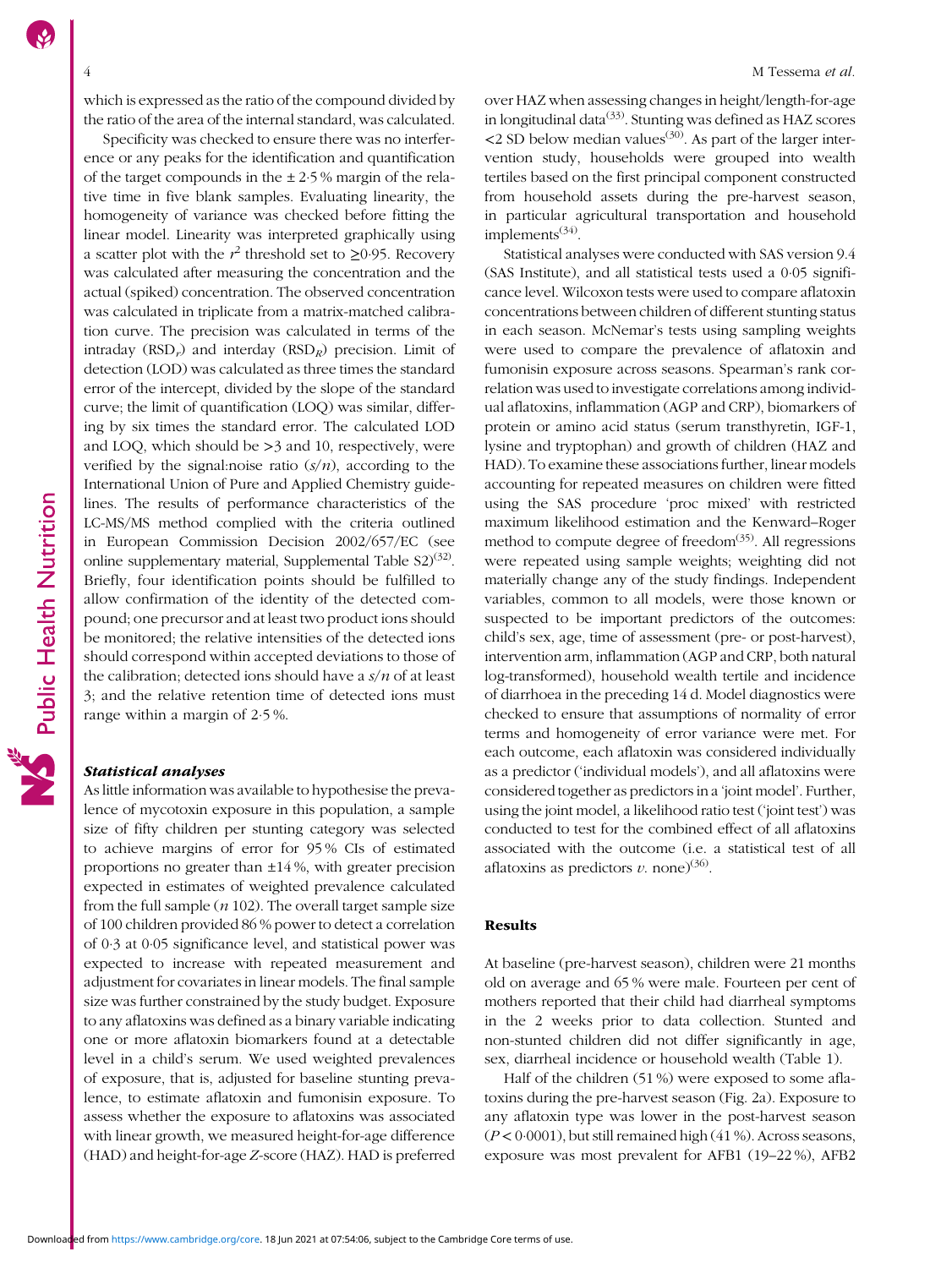which is expressed as the ratio of the compound divided by the ratio of the area of the internal standard, was calculated.

Specificity was checked to ensure there was no interference or any peaks for the identification and quantification of the target compounds in the ± 2·5 % margin of the relative time in five blank samples. Evaluating linearity, the homogeneity of variance was checked before fitting the linear model. Linearity was interpreted graphically using a scatter plot with the $r^2$ threshold set to ≥0·95. Recovery was calculated after measuring the concentration and the actual (spiked) concentration. The observed concentration was calculated in triplicate from a matrix-matched calibration curve. The precision was calculated in terms of the intraday ($RSD_r$) and interday ($RSD_R$) precision. Limit of detection (LOD) was calculated as three times the standard error of the intercept, divided by the slope of the standard curve; the limit of quantification (LOQ) was similar, differing by six times the standard error. The calculated LOD and LOQ, which should be >3 and 10, respectively, were verified by the signal:noise ratio ($s/n$), according to the International Union of Pure and Applied Chemistry guidelines. The results of performance characteristics of the LC-MS/MS method complied with the criteria outlined in European Commission Decision 2002/657/EC (see online supplementary material, Supplemental Table S2)[32]. Briefly, four identification points should be fulfilled to allow confirmation of the identity of the detected compound; one precursor and at least two product ions should be monitored; the relative intensities of the detected ions should correspond within accepted deviations to those of the calibration; detected ions should have a $s/n$ of at least 3; and the relative retention time of detected ions must range within a margin of 2·5 %.

### *Statistical analyses*

As little information was available to hypothesise the prevalence of mycotoxin exposure in this population, a sample size of fifty children per stunting category was selected to achieve margins of error for 95 % CIs of estimated proportions no greater than ±14 %, with greater precision expected in estimates of weighted prevalence calculated from the full sample ($n$ 102). The overall target sample size of 100 children provided 86 % power to detect a correlation of 0·3 at 0·05 significance level, and statistical power was expected to increase with repeated measurement and adjustment for covariates in linear models. The final sample size was further constrained by the study budget. Exposure to any aflatoxins was defined as a binary variable indicating one or more aflatoxin biomarkers found at a detectable level in a child's serum. We used weighted prevalences of exposure, that is, adjusted for baseline stunting prevalence, to estimate aflatoxin and fumonisin exposure. To assess whether the exposure to aflatoxins was associated with linear growth, we measured height-for-age difference (HAD) and height-for-age *Z*-score (HAZ). HAD is preferred over HAZ when assessing changes in height/length-for-age in longitudinal data[33]. Stunting was defined as HAZ scores <2 SD below median values[30]. As part of the larger intervention study, households were grouped into wealth tertiles based on the first principal component constructed from household assets during the pre-harvest season, in particular agricultural transportation and household implements[34].

Statistical analyses were conducted with SAS version 9.4 (SAS Institute), and all statistical tests used a 0·05 significance level. Wilcoxon tests were used to compare aflatoxin concentrations between children of different stunting status in each season. McNemar's tests using sampling weights were used to compare the prevalence of aflatoxin and fumonisin exposure across seasons. Spearman's rank correlation was used to investigate correlations among individual aflatoxins, inflammation (AGP and CRP), biomarkers of protein or amino acid status (serum transthyretin, IGF-1, lysine and tryptophan) and growth of children (HAZ and HAD). To examine these associations further, linear models accounting for repeated measures on children were fitted using the SAS procedure 'proc mixed' with restricted maximum likelihood estimation and the Kenward–Roger method to compute degree of freedom[35]. All regressions were repeated using sample weights; weighting did not materially change any of the study findings. Independent variables, common to all models, were those known or suspected to be important predictors of the outcomes: child's sex, age, time of assessment (pre- or post-harvest), intervention arm, inflammation (AGP and CRP, both natural log-transformed), household wealth tertile and incidence of diarrhoea in the preceding 14 d. Model diagnostics were checked to ensure that assumptions of normality of error terms and homogeneity of error variance were met. For each outcome, each aflatoxin was considered individually as a predictor ('individual models'), and all aflatoxins were considered together as predictors in a 'joint model'. Further, using the joint model, a likelihood ratio test ('joint test') was conducted to test for the combined effect of all aflatoxins associated with the outcome (i.e. a statistical test of all aflatoxins as predictors *v.* none)[36].

## Results

At baseline (pre-harvest season), children were 21 months old on average and 65 % were male. Fourteen per cent of mothers reported that their child had diarrheal symptoms in the 2 weeks prior to data collection. Stunted and non-stunted children did not differ significantly in age, sex, diarrheal incidence or household wealth (Table 1).

Half of the children (51 %) were exposed to some aflatoxins during the pre-harvest season (Fig. 2a). Exposure to any aflatoxin type was lower in the post-harvest season ($P < 0·0001$), but still remained high (41 %). Across seasons, exposure was most prevalent for AFB1 (19–22 %), AFB2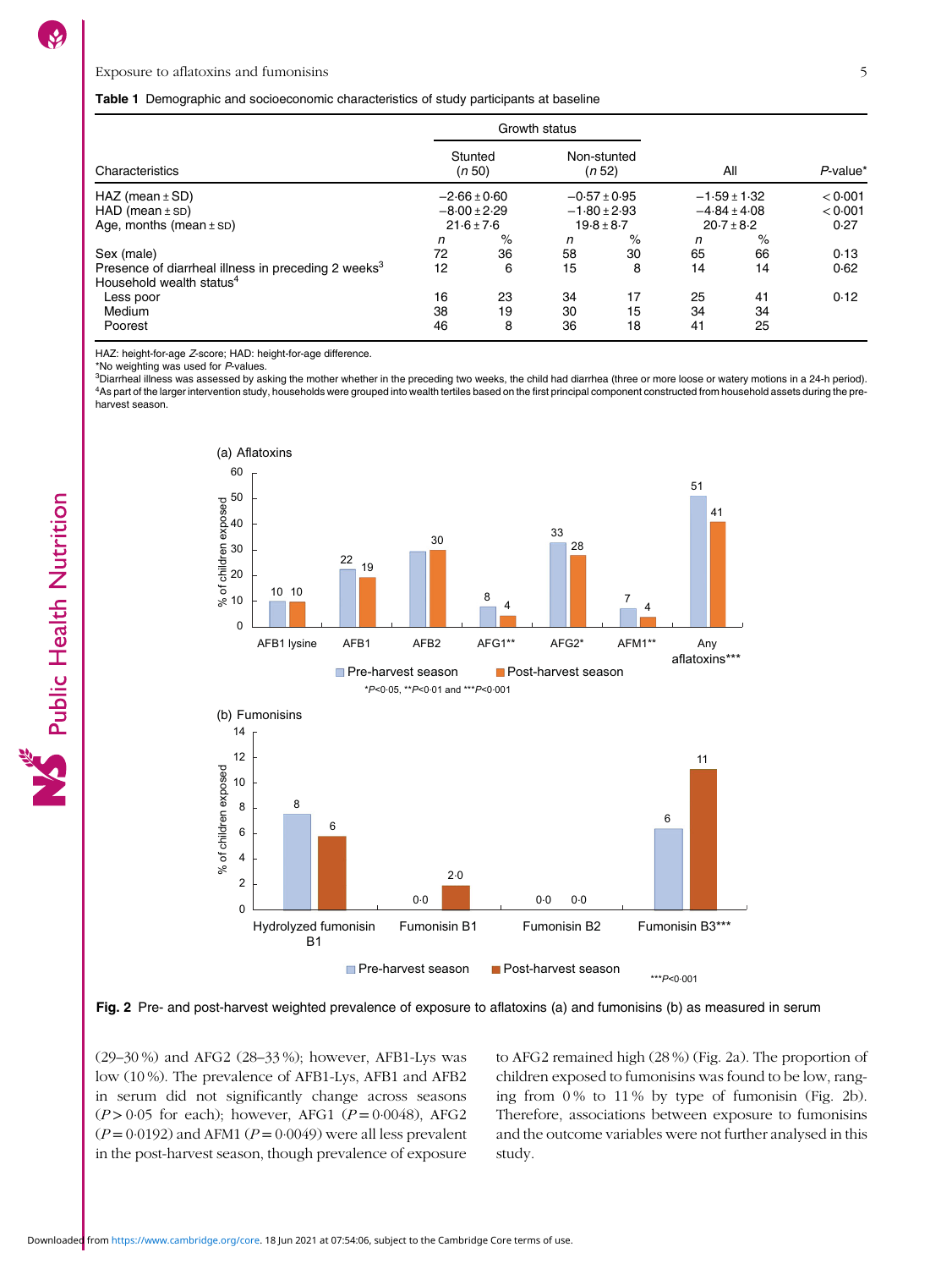**Table 1** Demographic and socioeconomic characteristics of study participants at baseline

| Characteristics | Growth status | | | | | | |
|---|---|---|---|---|---|---|---|
| | Stunted (*n* 50) | | Non-stunted (*n* 52) | | All | | *P*-value* |
| HAZ (mean ± SD) | −2·66 ± 0·60 | | −0·57 ± 0·95 | | −1·59 ± 1·32 | | < 0·001 |
| HAD (mean ± SD) | −8·00 ± 2·29 | | −1·80 ± 2·93 | | −4·84 ± 4·08 | | < 0·001 |
| Age, months (mean ± SD) | 21·6 ± 7·6 | | 19·8 ± 8·7 | | 20·7 ± 8·2 | | 0·27 |
| | *n* | % | *n* | % | *n* | % | |
| Sex (male) | 72 | 36 | 58 | 30 | 65 | 66 | 0·13 |
| Presence of diarrheal illness in preceding 2 weeks[3] | 12 | 6 | 15 | 8 | 14 | 14 | 0·62 |
| Household wealth status[4] | | | | | | | |
| Less poor | 16 | 23 | 34 | 17 | 25 | 41 | 0·12 |
| Medium | 38 | 19 | 30 | 15 | 34 | 34 | |
| Poorest | 46 | 8 | 36 | 18 | 41 | 25 | |

HAZ: height-for-age *Z*-score; HAD: height-for-age difference.
*No weighting was used for *P*-values.
[3]Diarrheal illness was assessed by asking the mother whether in the preceding two weeks, the child had diarrhea (three or more loose or watery motions in a 24-h period).
[4]As part of the larger intervention study, households were grouped into wealth tertiles based on the first principal component constructed from household assets during the pre-harvest season.

(a) Aflatoxins
% of children exposed
AFB1 lysine: 10, 10
AFB1: 22, 19
AFB2: 30
AFG1**: 8, 4
AFG2*: 33, 28
AFM1**: 7, 4
Any aflatoxins***: 51, 41
Pre-harvest season
Post-harvest season
*$P$<0·05, **$P$<0·01 and ***$P$<0·001

(b) Fumonisins
% of children exposed
Hydrolyzed fumonisin B1: 8, 6
Fumonisin B1: 0·0, 2·0
Fumonisin B2: 0·0, 0·0
Fumonisin B3***: 6, 11
Pre-harvest season
Post-harvest season
***$P$<0·001

**Fig. 2** Pre- and post-harvest weighted prevalence of exposure to aflatoxins (a) and fumonisins (b) as measured in serum

(29–30 %) and AFG2 (28–33 %); however, AFB1-Lys was low (10 %). The prevalence of AFB1-Lys, AFB1 and AFB2 in serum did not significantly change across seasons ($P$ > 0·05 for each); however, AFG1 ($P$ = 0·0048), AFG2 ($P$ = 0·0192) and AFM1 ($P$ = 0·0049) were all less prevalent in the post-harvest season, though prevalence of exposure to AFG2 remained high (28 %) (Fig. 2a). The proportion of children exposed to fumonisins was found to be low, ranging from 0 % to 11 % by type of fumonisin (Fig. 2b). Therefore, associations between exposure to fumonisins and the outcome variables were not further analysed in this study.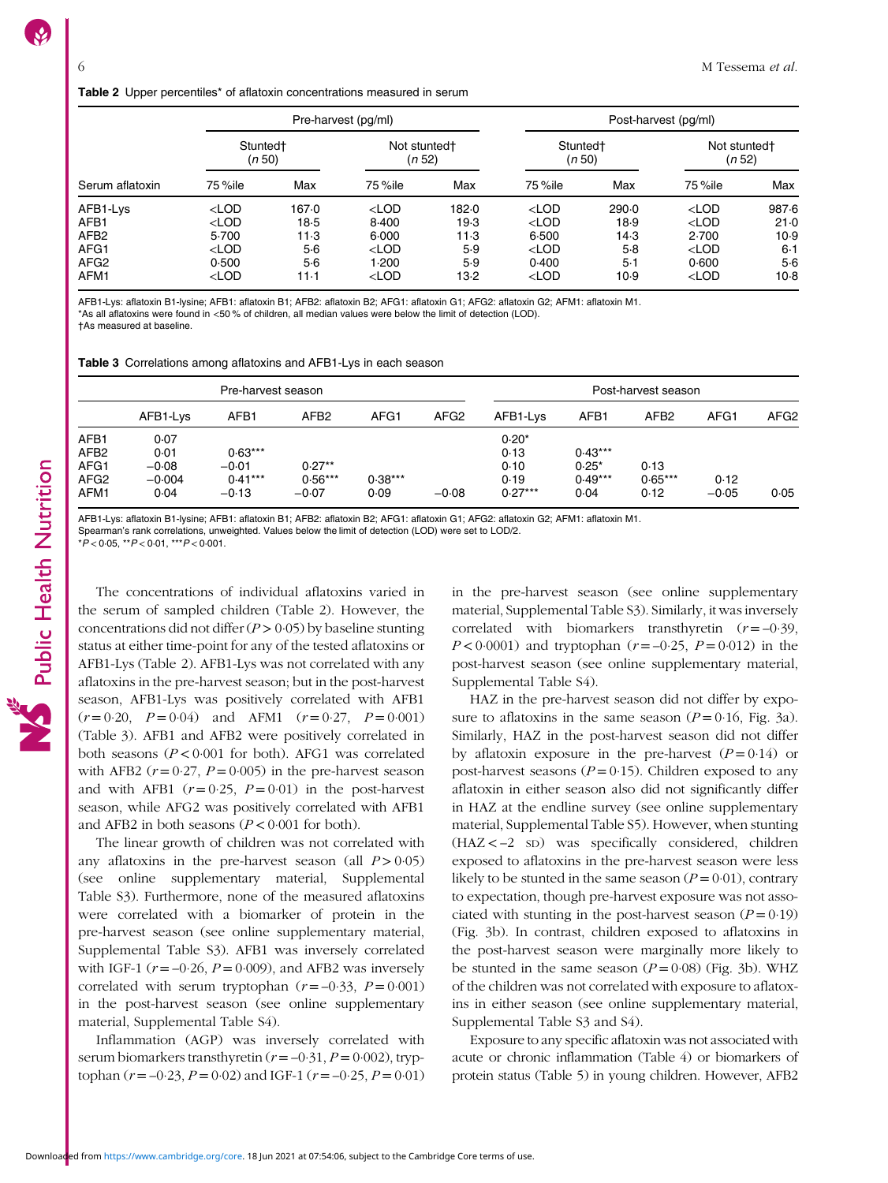**Table 2** Upper percentiles* of aflatoxin concentrations measured in serum

| | Pre-harvest (pg/ml) | | | | Post-harvest (pg/ml) | | | |
|---|---|---|---|---|---|---|---|---|
| | Stunted† (*n* 50) | | Not stunted† (*n* 52) | | Stunted† (*n* 50) | | Not stunted† (*n* 52) | |
| Serum aflatoxin | 75 %ile | Max | 75 %ile | Max | 75 %ile | Max | 75 %ile | Max |
| AFB1-Lys | <LOD | 167·0 | <LOD | 182·0 | <LOD | 290·0 | <LOD | 987·6 |
| AFB1 | <LOD | 18·5 | 8·400 | 19·3 | <LOD | 18·9 | <LOD | 21·0 |
| AFB2 | 5·700 | 11·3 | 6·000 | 11·3 | 6·500 | 14·3 | 2·700 | 10·9 |
| AFG1 | <LOD | 5·6 | <LOD | 5·9 | <LOD | 5·8 | <LOD | 6·1 |
| AFG2 | 0·500 | 5·6 | 1·200 | 5·9 | 0·400 | 5·1 | 0·600 | 5·6 |
| AFM1 | <LOD | 11·1 | <LOD | 13·2 | <LOD | 10·9 | <LOD | 10·8 |

AFB1-Lys: aflatoxin B1-lysine; AFB1: aflatoxin B1; AFB2: aflatoxin B2; AFG1: aflatoxin G1; AFG2: aflatoxin G2; AFM1: aflatoxin M1.
*As all aflatoxins were found in <50 % of children, all median values were below the limit of detection (LOD).
†As measured at baseline.

**Table 3** Correlations among aflatoxins and AFB1-Lys in each season

| | Pre-harvest season | | | | | Post-harvest season | | | | |
|---|---|---|---|---|---|---|---|---|---|---|
| | AFB1-Lys | AFB1 | AFB2 | AFG1 | AFG2 | AFB1-Lys | AFB1 | AFB2 | AFG1 | AFG2 |
| AFB1 | 0·07 | | | | | 0·20* | | | | |
| AFB2 | 0·01 | 0·63*** | | | | 0·13 | 0·43*** | | | |
| AFG1 | −0·08 | −0·01 | 0·27** | | | 0·10 | 0·25* | 0·13 | | |
| AFG2 | −0·004 | 0·41*** | 0·56*** | 0·38*** | | 0·19 | 0·49*** | 0·65*** | 0·12 | |
| AFM1 | 0·04 | −0·13 | −0·07 | 0·09 | −0·08 | 0·27*** | 0·04 | 0·12 | −0·05 | 0·05 |

AFB1-Lys: aflatoxin B1-lysine; AFB1: aflatoxin B1; AFB2: aflatoxin B2; AFG1: aflatoxin G1; AFG2: aflatoxin G2; AFM1: aflatoxin M1.
Spearman's rank correlations, unweighted. Values below the limit of detection (LOD) were set to LOD/2.
*$P<0·05$, **$P<0·01$, ***$P<0·001$.

The concentrations of individual aflatoxins varied in the serum of sampled children (Table 2). However, the concentrations did not differ ($P>0·05$) by baseline stunting status at either time-point for any of the tested aflatoxins or AFB1-Lys (Table 2). AFB1-Lys was not correlated with any aflatoxins in the pre-harvest season; but in the post-harvest season, AFB1-Lys was positively correlated with AFB1 ($r=0·20$, $P=0·04$) and AFM1 ($r=0·27$, $P=0·001$) (Table 3). AFB1 and AFB2 were positively correlated in both seasons ($P<0·001$ for both). AFG1 was correlated with AFB2 ($r=0·27$, $P=0·005$) in the pre-harvest season and with AFB1 ($r=0·25$, $P=0·01$) in the post-harvest season, while AFG2 was positively correlated with AFB1 and AFB2 in both seasons ($P<0·001$ for both).

The linear growth of children was not correlated with any aflatoxins in the pre-harvest season (all $P>0·05$) (see online supplementary material, Supplemental Table S3). Furthermore, none of the measured aflatoxins were correlated with a biomarker of protein in the pre-harvest season (see online supplementary material, Supplemental Table S3). AFB1 was inversely correlated with IGF-1 ($r=-0·26$, $P=0·009$), and AFB2 was inversely correlated with serum tryptophan ($r=-0·33$, $P=0·001$) in the post-harvest season (see online supplementary material, Supplemental Table S4).

Inflammation (AGP) was inversely correlated with serum biomarkers transthyretin ($r=-0·31$, $P=0·002$), tryptophan ($r=-0·23$, $P=0·02$) and IGF-1 ($r=-0·25$, $P=0·01$) in the pre-harvest season (see online supplementary material, Supplemental Table S3). Similarly, it was inversely correlated with biomarkers transthyretin ($r=-0·39$, $P<0·0001$) and tryptophan ($r=-0·25$, $P=0·012$) in the post-harvest season (see online supplementary material, Supplemental Table S4).

HAZ in the pre-harvest season did not differ by exposure to aflatoxins in the same season ($P=0·16$, Fig. 3a). Similarly, HAZ in the post-harvest season did not differ by aflatoxin exposure in the pre-harvest ($P=0·14$) or post-harvest seasons ($P=0·15$). Children exposed to any aflatoxin in either season also did not significantly differ in HAZ at the endline survey (see online supplementary material, Supplemental Table S5). However, when stunting (HAZ < −2 SD) was specifically considered, children exposed to aflatoxins in the pre-harvest season were less likely to be stunted in the same season ($P=0·01$), contrary to expectation, though pre-harvest exposure was not associated with stunting in the post-harvest season ($P=0·19$) (Fig. 3b). In contrast, children exposed to aflatoxins in the post-harvest season were marginally more likely to be stunted in the same season ($P=0·08$) (Fig. 3b). WHZ of the children was not correlated with exposure to aflatoxins in either season (see online supplementary material, Supplemental Table S3 and S4).

Exposure to any specific aflatoxin was not associated with acute or chronic inflammation (Table 4) or biomarkers of protein status (Table 5) in young children. However, AFB2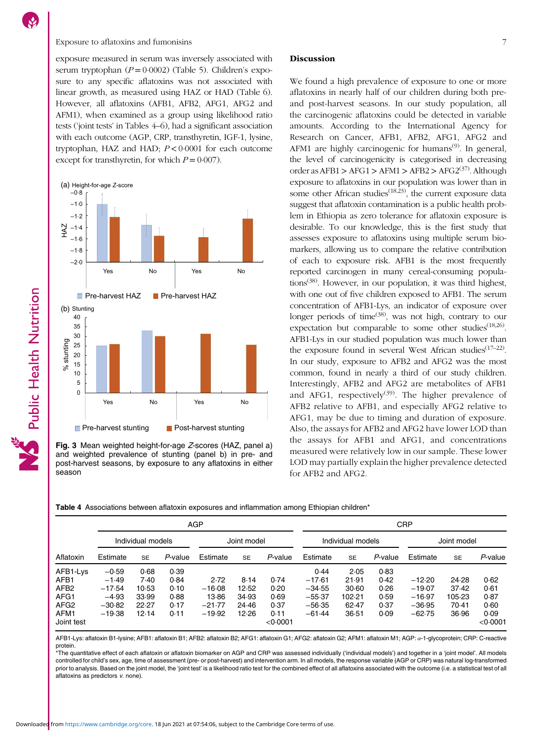exposure measured in serum was inversely associated with serum tryptophan ($P = 0.0002$) (Table 5). Children's exposure to any specific aflatoxins was not associated with linear growth, as measured using HAZ or HAD (Table 6). However, all aflatoxins (AFB1, AFB2, AFG1, AFG2 and AFM1), when examined as a group using likelihood ratio tests ('joint tests' in Tables 4–6), had a significant association with each outcome (AGP, CRP, transthyretin, IGF-1, lysine, tryptophan, HAZ and HAD; $P < 0.0001$ for each outcome except for transthyretin, for which $P = 0.007$).

(a) Height-for-age Z-score

HAZ

−0·8
−1·0
−1·2
−1·4
−1·6
−1·8
−2·0

Yes No Yes No

Pre-harvest HAZ    Pre-harvest HAZ

(b) Stunting

% stunting

40
35
30
25
20
15
10
5
0

Yes No Yes No

Pre-harvest stunting    Post-harvest stunting

**Fig. 3** Mean weighted height-for-age Z-scores (HAZ, panel a) and weighted prevalence of stunting (panel b) in pre- and post-harvest seasons, by exposure to any aflatoxins in either season

## Discussion

We found a high prevalence of exposure to one or more aflatoxins in nearly half of our children during both pre- and post-harvest seasons. In our study population, all the carcinogenic aflatoxins could be detected in variable amounts. According to the International Agency for Research on Cancer, AFB1, AFB2, AFG1, AFG2 and AFM1 are highly carcinogenic for humans[9]. In general, the level of carcinogenicity is categorised in decreasing order as AFB1 > AFG1 > AFM1 > AFB2 > AFG2[37]. Although exposure to aflatoxins in our population was lower than in some other African studies[18,23], the current exposure data suggest that aflatoxin contamination is a public health problem in Ethiopia as zero tolerance for aflatoxin exposure is desirable. To our knowledge, this is the first study that assesses exposure to aflatoxins using multiple serum biomarkers, allowing us to compare the relative contribution of each to exposure risk. AFB1 is the most frequently reported carcinogen in many cereal-consuming populations[38]. However, in our population, it was third highest, with one out of five children exposed to AFB1. The serum concentration of AFB1-Lys, an indicator of exposure over longer periods of time[38], was not high, contrary to our expectation but comparable to some other studies[18,26]. AFB1-Lys in our studied population was much lower than the exposure found in several West African studies[17–22]. In our study, exposure to AFB2 and AFG2 was the most common, found in nearly a third of our study children. Interestingly, AFB2 and AFG2 are metabolites of AFB1 and AFG1, respectively[39]. The higher prevalence of AFB2 relative to AFB1, and especially AFG2 relative to AFG1, may be due to timing and duration of exposure. Also, the assays for AFB2 and AFG2 have lower LOD than the assays for AFB1 and AFG1, and concentrations measured were relatively low in our sample. These lower LOD may partially explain the higher prevalence detected for AFB2 and AFG2.

**Table 4** Associations between aflatoxin exposures and inflammation among Ethiopian children*

| | AGP | | | | | | CRP | | | | | |
|---|---|---|---|---|---|---|---|---|---|---|---|---|
| | Individual models | | | Joint model | | | Individual models | | | Joint model | | |
| Aflatoxin | Estimate | SE | P-value | Estimate | SE | P-value | Estimate | SE | P-value | Estimate | SE | P-value |
| AFB1-Lys | −0·59 | 0·68 | 0·39 | | | | 0·44 | 2·05 | 0·83 | | | |
| AFB1 | −1·49 | 7·40 | 0·84 | 2·72 | 8·14 | 0·74 | −17·61 | 21·91 | 0·42 | −12·20 | 24·28 | 0·62 |
| AFB2 | −17·54 | 10·53 | 0·10 | −16·08 | 12·52 | 0·20 | −34·55 | 30·60 | 0·26 | −19·07 | 37·42 | 0·61 |
| AFG1 | −4·93 | 33·99 | 0·88 | 13·86 | 34·93 | 0·69 | −55·37 | 102·21 | 0·59 | −16·97 | 105·23 | 0·87 |
| AFG2 | −30·82 | 22·27 | 0·17 | −21·77 | 24·46 | 0·37 | −56·35 | 62·47 | 0·37 | −36·95 | 70·41 | 0·60 |
| AFM1 | −19·38 | 12·14 | 0·11 | −19·92 | 12·26 | 0·11 | −61·44 | 36·51 | 0·09 | −62·75 | 36·96 | 0·09 |
| Joint test | | | | | | <0·0001 | | | | | | <0·0001 |

AFB1-Lys: aflatoxin B1-lysine; AFB1: aflatoxin B1; AFB2: aflatoxin B2; AFG1: aflatoxin G1; AFG2: aflatoxin G2; AFM1: aflatoxin M1; AGP: α-1-glycoprotein; CRP: C-reactive protein.

*The quantitative effect of each aflatoxin or aflatoxin biomarker on AGP and CRP was assessed individually ('individual models') and together in a 'joint model'. All models controlled for child's sex, age, time of assessment (pre- or post-harvest) and intervention arm. In all models, the response variable (AGP or CRP) was natural log-transformed prior to analysis. Based on the joint model, the 'joint test' is a likelihood ratio test for the combined effect of all aflatoxins associated with the outcome (i.e. a statistical test of all aflatoxins as predictors *v.* none).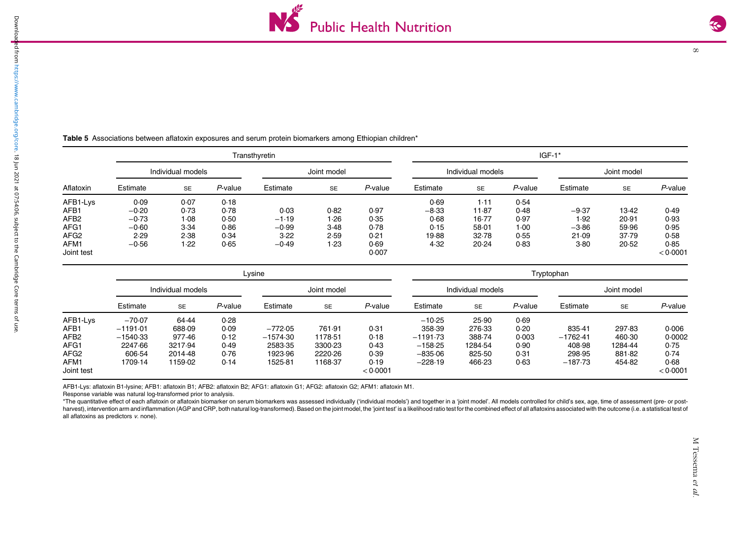**Table 5** Associations between aflatoxin exposures and serum protein biomarkers among Ethiopian children*

| | Transthyretin | | | | | | IGF-1* | | | | | |
|---|---|---|---|---|---|---|---|---|---|---|---|---|
| | Individual models | | | Joint model | | | Individual models | | | Joint model | | |
| Aflatoxin | Estimate | SE | *P*-value | Estimate | SE | *P*-value | Estimate | SE | *P*-value | Estimate | SE | *P*-value |
| AFB1-Lys | 0·09 | 0·07 | 0·18 | | | | 0·69 | 1·11 | 0·54 | | | |
| AFB1 | −0·20 | 0·73 | 0·78 | 0·03 | 0·82 | 0·97 | −8·33 | 11·87 | 0·48 | −9·37 | 13·42 | 0·49 |
| AFB2 | −0·73 | 1·08 | 0·50 | −1·19 | 1·26 | 0·35 | 0·68 | 16·77 | 0·97 | 1·92 | 20·91 | 0·93 |
| AFG1 | −0·60 | 3·34 | 0·86 | −0·99 | 3·48 | 0·78 | 0·15 | 58·01 | 1·00 | −3·86 | 59·96 | 0·95 |
| AFG2 | 2·29 | 2·38 | 0·34 | 3·22 | 2·59 | 0·21 | 19·88 | 32·78 | 0·55 | 21·09 | 37·79 | 0·58 |
| AFM1 | −0·56 | 1·22 | 0·65 | −0·49 | 1·23 | 0·69 | 4·32 | 20·24 | 0·83 | 3·80 | 20·52 | 0·85 |
| Joint test | | | | | | 0·007 | | | | | | < 0·0001 |

| | Lysine | | | | | | Tryptophan | | | | | |
|---|---|---|---|---|---|---|---|---|---|---|---|---|
| | Individual models | | | Joint model | | | Individual models | | | Joint model | | |
| | Estimate | SE | *P*-value | Estimate | SE | *P*-value | Estimate | SE | *P*-value | Estimate | SE | *P*-value |
| AFB1-Lys | −70·07 | 64·44 | 0·28 | | | | −10·25 | 25·90 | 0·69 | | | |
| AFB1 | −1191·01 | 688·09 | 0·09 | −772·05 | 761·91 | 0·31 | 358·39 | 276·33 | 0·20 | 835·41 | 297·83 | 0·006 |
| AFB2 | −1540·33 | 977·46 | 0·12 | −1574·30 | 1178·51 | 0·18 | −1191·73 | 388·74 | 0·003 | −1762·41 | 460·30 | 0·0002 |
| AFG1 | 2247·66 | 3217·94 | 0·49 | 2583·35 | 3300·23 | 0·43 | −158·25 | 1284·54 | 0·90 | 408·98 | 1284·44 | 0·75 |
| AFG2 | 606·54 | 2014·48 | 0·76 | 1923·96 | 2220·26 | 0·39 | −835·06 | 825·50 | 0·31 | 298·95 | 881·82 | 0·74 |
| AFM1 | 1709·14 | 1159·02 | 0·14 | 1525·81 | 1168·37 | 0·19 | −228·19 | 466·23 | 0·63 | −187·73 | 454·82 | 0·68 |
| Joint test | | | | | | < 0·0001 | | | | | | < 0·0001 |

AFB1-Lys: aflatoxin B1-lysine; AFB1: aflatoxin B1; AFB2: aflatoxin B2; AFG1: aflatoxin G1; AFG2: aflatoxin G2; AFM1: aflatoxin M1.

Response variable was natural log-transformed prior to analysis.

*The quantitative effect of each aflatoxin or aflatoxin biomarker on serum biomarkers was assessed individually ('individual models') and together in a 'joint model'. All models controlled for child's sex, age, time of assessment (pre- or post-harvest), intervention arm and inflammation (AGP and CRP, both natural log-transformed). Based on the joint model, the 'joint test' is a likelihood ratio test for the combined effect of all aflatoxins associated with the outcome (i.e. a statistical test of all aflatoxins as predictors *v.* none).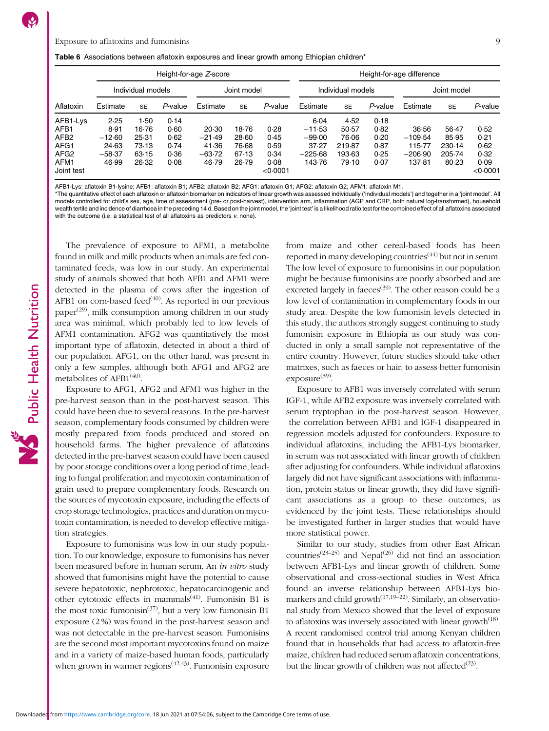**Table 6** Associations between aflatoxin exposures and linear growth among Ethiopian children*

| | Height-for-age Z-score | | | | | | Height-for-age difference | | | | | |
|---|---|---|---|---|---|---|---|---|---|---|---|---|
| | Individual models | | | Joint model | | | Individual models | | | Joint model | | |
| Aflatoxin | Estimate | SE | P-value | Estimate | SE | P-value | Estimate | SE | P-value | Estimate | SE | P-value |
| AFB1-Lys | 2·25 | 1·50 | 0·14 | | | | 6·04 | 4·52 | 0·18 | | | |
| AFB1 | 8·91 | 16·76 | 0·60 | 20·30 | 18·76 | 0·28 | −11·53 | 50·57 | 0·82 | 36·56 | 56·47 | 0·52 |
| AFB2 | −12·60 | 25·31 | 0·62 | −21·49 | 28·60 | 0·45 | −99·00 | 76·06 | 0·20 | −109·54 | 85·95 | 0·21 |
| AFG1 | 24·63 | 73·13 | 0·74 | 41·36 | 76·68 | 0·59 | 37·27 | 219·87 | 0·87 | 115·77 | 230·14 | 0·62 |
| AFG2 | −58·37 | 63·15 | 0·36 | −63·72 | 67·13 | 0·34 | −225·68 | 193·63 | 0·25 | −206·90 | 205·74 | 0·32 |
| AFM1 | 46·99 | 26·32 | 0·08 | 46·79 | 26·79 | 0·08 | 143·76 | 79·10 | 0·07 | 137·81 | 80·23 | 0·09 |
| Joint test | | | | | | <0·0001 | | | | | | <0·0001 |

AFB1-Lys: aflatoxin B1-lysine; AFB1: aflatoxin B1; AFB2: aflatoxin B2; AFG1: aflatoxin G1; AFG2: aflatoxin G2; AFM1: aflatoxin M1.

*The quantitative effect of each aflatoxin or aflatoxin biomarker on indicators of linear growth was assessed individually ('individual models') and together in a 'joint model'. All models controlled for child's sex, age, time of assessment (pre- or post-harvest), intervention arm, inflammation (AGP and CRP, both natural log-transformed), household wealth tertile and incidence of diarrhoea in the preceding 14 d. Based on the joint model, the 'joint test' is a likelihood ratio test for the combined effect of all aflatoxins associated with the outcome (i.e. a statistical test of all aflatoxins as predictors *v.* none).

The prevalence of exposure to AFM1, a metabolite found in milk and milk products when animals are fed contaminated feeds, was low in our study. An experimental study of animals showed that both AFB1 and AFM1 were detected in the plasma of cows after the ingestion of AFB1 on corn-based feed[40]. As reported in our previous paper[29], milk consumption among children in our study area was minimal, which probably led to low levels of AFM1 contamination. AFG2 was quantitatively the most important type of aflatoxin, detected in about a third of our population. AFG1, on the other hand, was present in only a few samples, although both AFG1 and AFG2 are metabolites of AFB1[40].

Exposure to AFG1, AFG2 and AFM1 was higher in the pre-harvest season than in the post-harvest season. This could have been due to several reasons. In the pre-harvest season, complementary foods consumed by children were mostly prepared from foods produced and stored on household farms. The higher prevalence of aflatoxins detected in the pre-harvest season could have been caused by poor storage conditions over a long period of time, leading to fungal proliferation and mycotoxin contamination of grain used to prepare complementary foods. Research on the sources of mycotoxin exposure, including the effects of crop storage technologies, practices and duration on mycotoxin contamination, is needed to develop effective mitigation strategies.

Exposure to fumonisins was low in our study population. To our knowledge, exposure to fumonisins has never been measured before in human serum. An *in vitro* study showed that fumonisins might have the potential to cause severe hepatotoxic, nephrotoxic, hepatocarcinogenic and other cytotoxic effects in mammals[41]. Fumonisin B1 is the most toxic fumonisin[37], but a very low fumonisin B1 exposure (2 %) was found in the post-harvest season and was not detectable in the pre-harvest season. Fumonisins are the second most important mycotoxins found on maize and in a variety of maize-based human foods, particularly when grown in warmer regions[42,43]. Fumonisin exposure from maize and other cereal-based foods has been reported in many developing countries[44] but not in serum. The low level of exposure to fumonisins in our population might be because fumonisins are poorly absorbed and are excreted largely in faeces[39]. The other reason could be a low level of contamination in complementary foods in our study area. Despite the low fumonisin levels detected in this study, the authors strongly suggest continuing to study fumonisin exposure in Ethiopia as our study was conducted in only a small sample not representative of the entire country. However, future studies should take other matrixes, such as faeces or hair, to assess better fumonisin exposure[39].

Exposure to AFB1 was inversely correlated with serum IGF-1, while AFB2 exposure was inversely correlated with serum tryptophan in the post-harvest season. However, the correlation between AFB1 and IGF-1 disappeared in regression models adjusted for confounders. Exposure to individual aflatoxins, including the AFB1-Lys biomarker, in serum was not associated with linear growth of children after adjusting for confounders. While individual aflatoxins largely did not have significant associations with inflammation, protein status or linear growth, they did have significant associations as a group to these outcomes, as evidenced by the joint tests. These relationships should be investigated further in larger studies that would have more statistical power.

Similar to our study, studies from other East African countries[23–25] and Nepal[26] did not find an association between AFB1-Lys and linear growth of children. Some observational and cross-sectional studies in West Africa found an inverse relationship between AFB1-Lys biomarkers and child growth[17,19–22]. Similarly, an observational study from Mexico showed that the level of exposure to aflatoxins was inversely associated with linear growth[18]. A recent randomised control trial among Kenyan children found that in households that had access to aflatoxin-free maize, children had reduced serum aflatoxin concentrations, but the linear growth of children was not affected[23].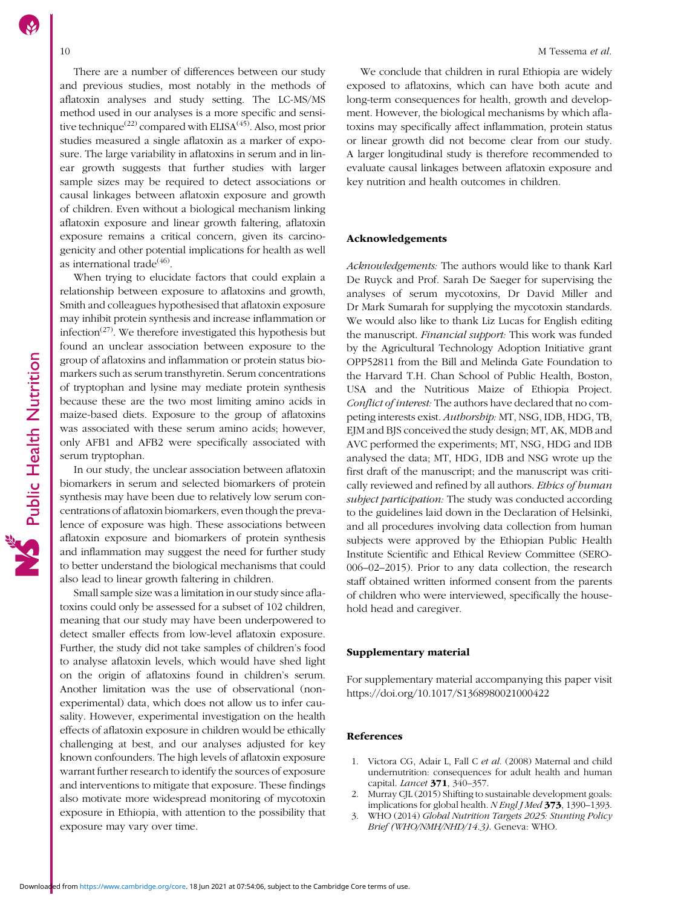There are a number of differences between our study and previous studies, most notably in the methods of aflatoxin analyses and study setting. The LC-MS/MS method used in our analyses is a more specific and sensitive technique[22] compared with ELISA[45]. Also, most prior studies measured a single aflatoxin as a marker of exposure. The large variability in aflatoxins in serum and in linear growth suggests that further studies with larger sample sizes may be required to detect associations or causal linkages between aflatoxin exposure and growth of children. Even without a biological mechanism linking aflatoxin exposure and linear growth faltering, aflatoxin exposure remains a critical concern, given its carcinogenicity and other potential implications for health as well as international trade[46].

When trying to elucidate factors that could explain a relationship between exposure to aflatoxins and growth, Smith and colleagues hypothesised that aflatoxin exposure may inhibit protein synthesis and increase inflammation or infection[27]. We therefore investigated this hypothesis but found an unclear association between exposure to the group of aflatoxins and inflammation or protein status biomarkers such as serum transthyretin. Serum concentrations of tryptophan and lysine may mediate protein synthesis because these are the two most limiting amino acids in maize-based diets. Exposure to the group of aflatoxins was associated with these serum amino acids; however, only AFB1 and AFB2 were specifically associated with serum tryptophan.

In our study, the unclear association between aflatoxin biomarkers in serum and selected biomarkers of protein synthesis may have been due to relatively low serum concentrations of aflatoxin biomarkers, even though the prevalence of exposure was high. These associations between aflatoxin exposure and biomarkers of protein synthesis and inflammation may suggest the need for further study to better understand the biological mechanisms that could also lead to linear growth faltering in children.

Small sample size was a limitation in our study since aflatoxins could only be assessed for a subset of 102 children, meaning that our study may have been underpowered to detect smaller effects from low-level aflatoxin exposure. Further, the study did not take samples of children's food to analyse aflatoxin levels, which would have shed light on the origin of aflatoxins found in children's serum. Another limitation was the use of observational (non-experimental) data, which does not allow us to infer causality. However, experimental investigation on the health effects of aflatoxin exposure in children would be ethically challenging at best, and our analyses adjusted for key known confounders. The high levels of aflatoxin exposure warrant further research to identify the sources of exposure and interventions to mitigate that exposure. These findings also motivate more widespread monitoring of mycotoxin exposure in Ethiopia, with attention to the possibility that exposure may vary over time.

We conclude that children in rural Ethiopia are widely exposed to aflatoxins, which can have both acute and long-term consequences for health, growth and development. However, the biological mechanisms by which aflatoxins may specifically affect inflammation, protein status or linear growth did not become clear from our study. A larger longitudinal study is therefore recommended to evaluate causal linkages between aflatoxin exposure and key nutrition and health outcomes in children.

## Acknowledgements

*Acknowledgements:* The authors would like to thank Karl De Ruyck and Prof. Sarah De Saeger for supervising the analyses of serum mycotoxins, Dr David Miller and Dr Mark Sumarah for supplying the mycotoxin standards. We would also like to thank Liz Lucas for English editing the manuscript. *Financial support:* This work was funded by the Agricultural Technology Adoption Initiative grant OPP52811 from the Bill and Melinda Gate Foundation to the Harvard T.H. Chan School of Public Health, Boston, USA and the Nutritious Maize of Ethiopia Project. *Conflict of interest:* The authors have declared that no competing interests exist. *Authorship:* MT, NSG, IDB, HDG, TB, EJM and BJS conceived the study design; MT, AK, MDB and AVC performed the experiments; MT, NSG, HDG and IDB analysed the data; MT, HDG, IDB and NSG wrote up the first draft of the manuscript; and the manuscript was critically reviewed and refined by all authors. *Ethics of human subject participation:* The study was conducted according to the guidelines laid down in the Declaration of Helsinki, and all procedures involving data collection from human subjects were approved by the Ethiopian Public Health Institute Scientific and Ethical Review Committee (SERO-006–02–2015). Prior to any data collection, the research staff obtained written informed consent from the parents of children who were interviewed, specifically the household head and caregiver.

## Supplementary material

For supplementary material accompanying this paper visit https://doi.org/10.1017/S1368980021000422

## References

1. Victora CG, Adair L, Fall C *et al.* (2008) Maternal and child undernutrition: consequences for adult health and human capital. *Lancet* **371**, 340–357.
2. Murray CJL (2015) Shifting to sustainable development goals: implications for global health. *N Engl J Med* **373**, 1390–1393.
3. WHO (2014) *Global Nutrition Targets 2025: Stunting Policy Brief (WHO/NMH/NHD/14.3)*. Geneva: WHO.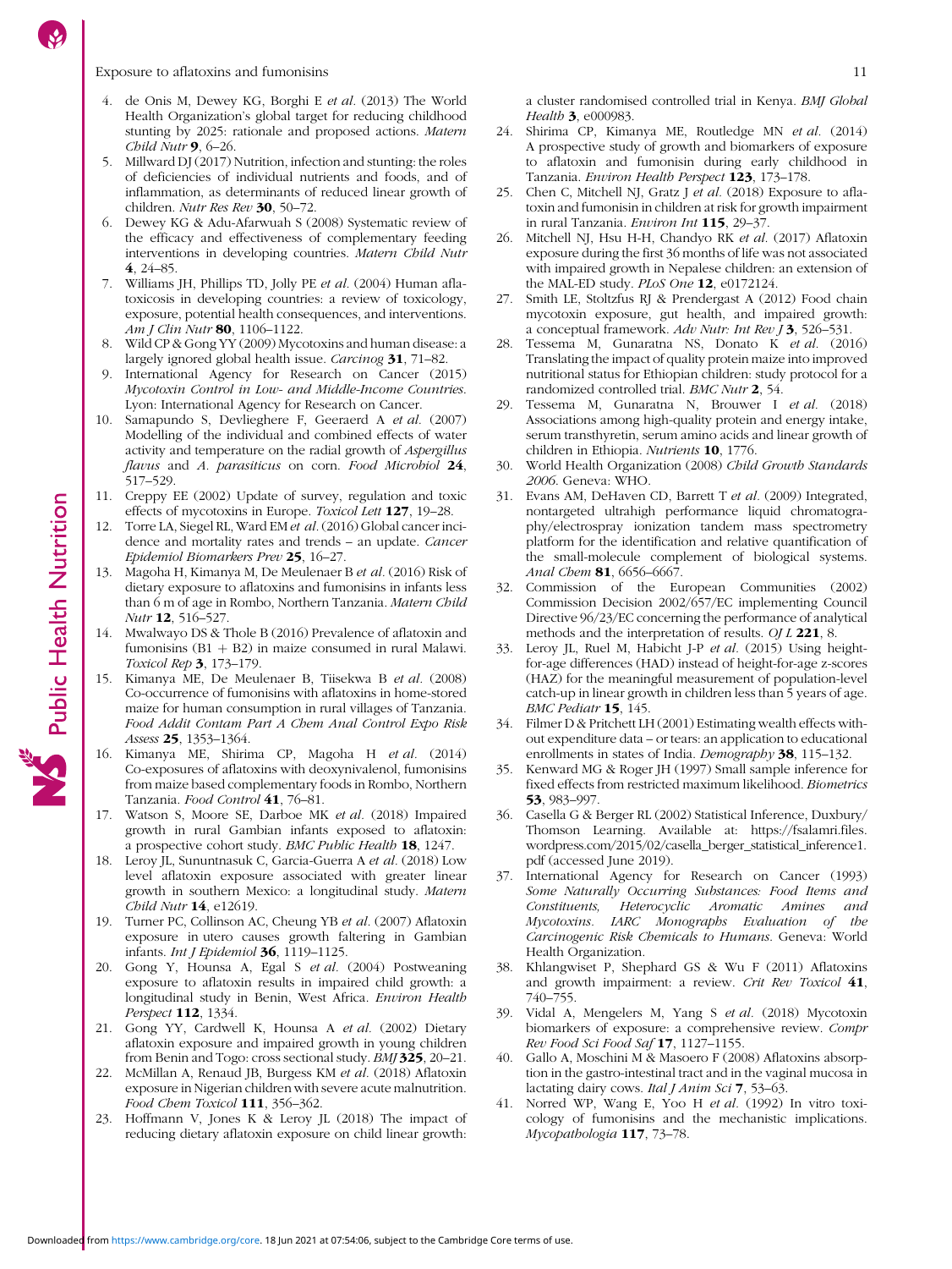4. de Onis M, Dewey KG, Borghi E *et al.* (2013) The World Health Organization's global target for reducing childhood stunting by 2025: rationale and proposed actions. *Matern Child Nutr* **9**, 6–26.
5. Millward DJ (2017) Nutrition, infection and stunting: the roles of deficiencies of individual nutrients and foods, and of inflammation, as determinants of reduced linear growth of children. *Nutr Res Rev* **30**, 50–72.
6. Dewey KG & Adu-Afarwuah S (2008) Systematic review of the efficacy and effectiveness of complementary feeding interventions in developing countries. *Matern Child Nutr* **4**, 24–85.
7. Williams JH, Phillips TD, Jolly PE *et al.* (2004) Human aflatoxicosis in developing countries: a review of toxicology, exposure, potential health consequences, and interventions. *Am J Clin Nutr* **80**, 1106–1122.
8. Wild CP & Gong YY (2009) Mycotoxins and human disease: a largely ignored global health issue. *Carcinog* **31**, 71–82.
9. International Agency for Research on Cancer (2015) *Mycotoxin Control in Low- and Middle-Income Countries*. Lyon: International Agency for Research on Cancer.
10. Samapundo S, Devlieghere F, Geeraerd A *et al.* (2007) Modelling of the individual and combined effects of water activity and temperature on the radial growth of *Aspergillus flavus* and *A. parasiticus* on corn. *Food Microbiol* **24**, 517–529.
11. Creppy EE (2002) Update of survey, regulation and toxic effects of mycotoxins in Europe. *Toxicol Lett* **127**, 19–28.
12. Torre LA, Siegel RL, Ward EM *et al.* (2016) Global cancer incidence and mortality rates and trends – an update. *Cancer Epidemiol Biomarkers Prev* **25**, 16–27.
13. Magoha H, Kimanya M, De Meulenaer B *et al.* (2016) Risk of dietary exposure to aflatoxins and fumonisins in infants less than 6 m of age in Rombo, Northern Tanzania. *Matern Child Nutr* **12**, 516–527.
14. Mwalwayo DS & Thole B (2016) Prevalence of aflatoxin and fumonisins (B1 + B2) in maize consumed in rural Malawi. *Toxicol Rep* **3**, 173–179.
15. Kimanya ME, De Meulenaer B, Tiisekwa B *et al.* (2008) Co-occurrence of fumonisins with aflatoxins in home-stored maize for human consumption in rural villages of Tanzania. *Food Addit Contam Part A Chem Anal Control Expo Risk Assess* **25**, 1353–1364.
16. Kimanya ME, Shirima CP, Magoha H *et al.* (2014) Co-exposures of aflatoxins with deoxynivalenol, fumonisins from maize based complementary foods in Rombo, Northern Tanzania. *Food Control* **41**, 76–81.
17. Watson S, Moore SE, Darboe MK *et al.* (2018) Impaired growth in rural Gambian infants exposed to aflatoxin: a prospective cohort study. *BMC Public Health* **18**, 1247.
18. Leroy JL, Sununtnasuk C, Garcia-Guerra A *et al.* (2018) Low level aflatoxin exposure associated with greater linear growth in southern Mexico: a longitudinal study. *Matern Child Nutr* **14**, e12619.
19. Turner PC, Collinson AC, Cheung YB *et al.* (2007) Aflatoxin exposure in utero causes growth faltering in Gambian infants. *Int J Epidemiol* **36**, 1119–1125.
20. Gong Y, Hounsa A, Egal S *et al.* (2004) Postweaning exposure to aflatoxin results in impaired child growth: a longitudinal study in Benin, West Africa. *Environ Health Perspect* **112**, 1334.
21. Gong YY, Cardwell K, Hounsa A *et al.* (2002) Dietary aflatoxin exposure and impaired growth in young children from Benin and Togo: cross sectional study. *BMJ* **325**, 20–21.
22. McMillan A, Renaud JB, Burgess KM *et al.* (2018) Aflatoxin exposure in Nigerian children with severe acute malnutrition. *Food Chem Toxicol* **111**, 356–362.
23. Hoffmann V, Jones K & Leroy JL (2018) The impact of reducing dietary aflatoxin exposure on child linear growth: a cluster randomised controlled trial in Kenya. *BMJ Global Health* **3**, e000983.
24. Shirima CP, Kimanya ME, Routledge MN *et al.* (2014) A prospective study of growth and biomarkers of exposure to aflatoxin and fumonisin during early childhood in Tanzania. *Environ Health Perspect* **123**, 173–178.
25. Chen C, Mitchell NJ, Gratz J *et al.* (2018) Exposure to aflatoxin and fumonisin in children at risk for growth impairment in rural Tanzania. *Environ Int* **115**, 29–37.
26. Mitchell NJ, Hsu H-H, Chandyo RK *et al.* (2017) Aflatoxin exposure during the first 36 months of life was not associated with impaired growth in Nepalese children: an extension of the MAL-ED study. *PLoS One* **12**, e0172124.
27. Smith LE, Stoltzfus RJ & Prendergast A (2012) Food chain mycotoxin exposure, gut health, and impaired growth: a conceptual framework. *Adv Nutr: Int Rev J* **3**, 526–531.
28. Tessema M, Gunaratna NS, Donato K *et al.* (2016) Translating the impact of quality protein maize into improved nutritional status for Ethiopian children: study protocol for a randomized controlled trial. *BMC Nutr* **2**, 54.
29. Tessema M, Gunaratna N, Brouwer I *et al.* (2018) Associations among high-quality protein and energy intake, serum transthyretin, serum amino acids and linear growth of children in Ethiopia. *Nutrients* **10**, 1776.
30. World Health Organization (2008) *Child Growth Standards 2006*. Geneva: WHO.
31. Evans AM, DeHaven CD, Barrett T *et al.* (2009) Integrated, nontargeted ultrahigh performance liquid chromatography/electrospray ionization tandem mass spectrometry platform for the identification and relative quantification of the small-molecule complement of biological systems. *Anal Chem* **81**, 6656–6667.
32. Commission of the European Communities (2002) Commission Decision 2002/657/EC implementing Council Directive 96/23/EC concerning the performance of analytical methods and the interpretation of results. *OJ L* **221**, 8.
33. Leroy JL, Ruel M, Habicht J-P *et al.* (2015) Using height-for-age differences (HAD) instead of height-for-age z-scores (HAZ) for the meaningful measurement of population-level catch-up in linear growth in children less than 5 years of age. *BMC Pediatr* **15**, 145.
34. Filmer D & Pritchett LH (2001) Estimating wealth effects without expenditure data – or tears: an application to educational enrollments in states of India. *Demography* **38**, 115–132.
35. Kenward MG & Roger JH (1997) Small sample inference for fixed effects from restricted maximum likelihood. *Biometrics* **53**, 983–997.
36. Casella G & Berger RL (2002) Statistical Inference, Duxbury/Thomson Learning. Available at: https://fsalamri.files.wordpress.com/2015/02/casella_berger_statistical_inference1.pdf (accessed June 2019).
37. International Agency for Research on Cancer (1993) *Some Naturally Occurring Substances: Food Items and Constituents, Heterocyclic Aromatic Amines and Mycotoxins. IARC Monographs Evaluation of the Carcinogenic Risk Chemicals to Humans*. Geneva: World Health Organization.
38. Khlangwiset P, Shephard GS & Wu F (2011) Aflatoxins and growth impairment: a review. *Crit Rev Toxicol* **41**, 740–755.
39. Vidal A, Mengelers M, Yang S *et al.* (2018) Mycotoxin biomarkers of exposure: a comprehensive review. *Compr Rev Food Sci Food Saf* **17**, 1127–1155.
40. Gallo A, Moschini M & Masoero F (2008) Aflatoxins absorption in the gastro-intestinal tract and in the vaginal mucosa in lactating dairy cows. *Ital J Anim Sci* **7**, 53–63.
41. Norred WP, Wang E, Yoo H *et al.* (1992) In vitro toxicology of fumonisins and the mechanistic implications. *Mycopathologia* **117**, 73–78.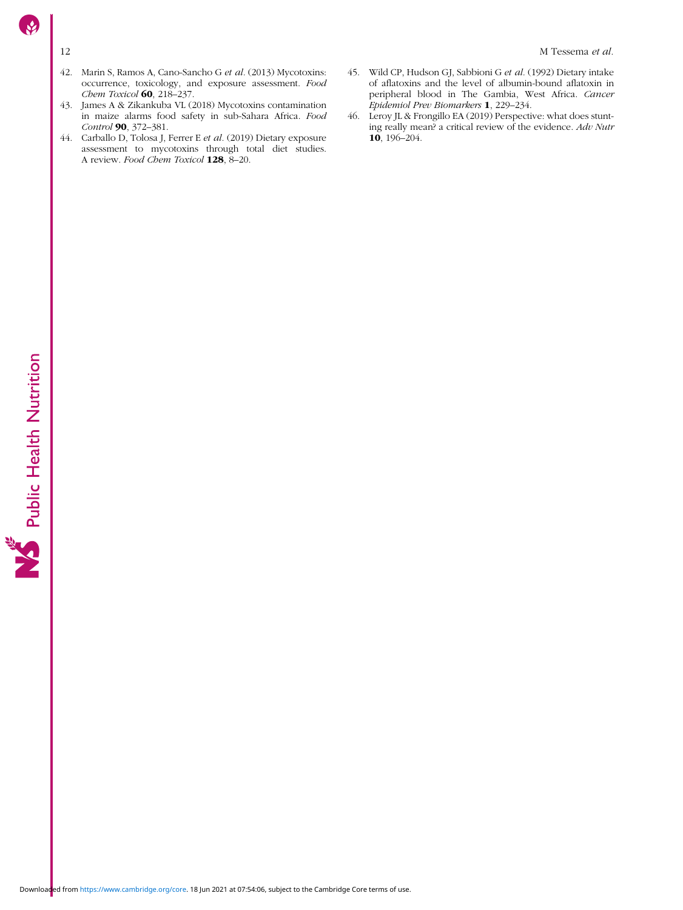42. Marin S, Ramos A, Cano-Sancho G *et al.* (2013) Mycotoxins: occurrence, toxicology, and exposure assessment. *Food Chem Toxicol* **60**, 218–237.
43. James A & Zikankuba VL (2018) Mycotoxins contamination in maize alarms food safety in sub-Sahara Africa. *Food Control* **90**, 372–381.
44. Carballo D, Tolosa J, Ferrer E *et al.* (2019) Dietary exposure assessment to mycotoxins through total diet studies. A review. *Food Chem Toxicol* **128**, 8–20.
45. Wild CP, Hudson GJ, Sabbioni G *et al.* (1992) Dietary intake of aflatoxins and the level of albumin-bound aflatoxin in peripheral blood in The Gambia, West Africa. *Cancer Epidemiol Prev Biomarkers* **1**, 229–234.
46. Leroy JL & Frongillo EA (2019) Perspective: what does stunting really mean? a critical review of the evidence. *Adv Nutr* **10**, 196–204.